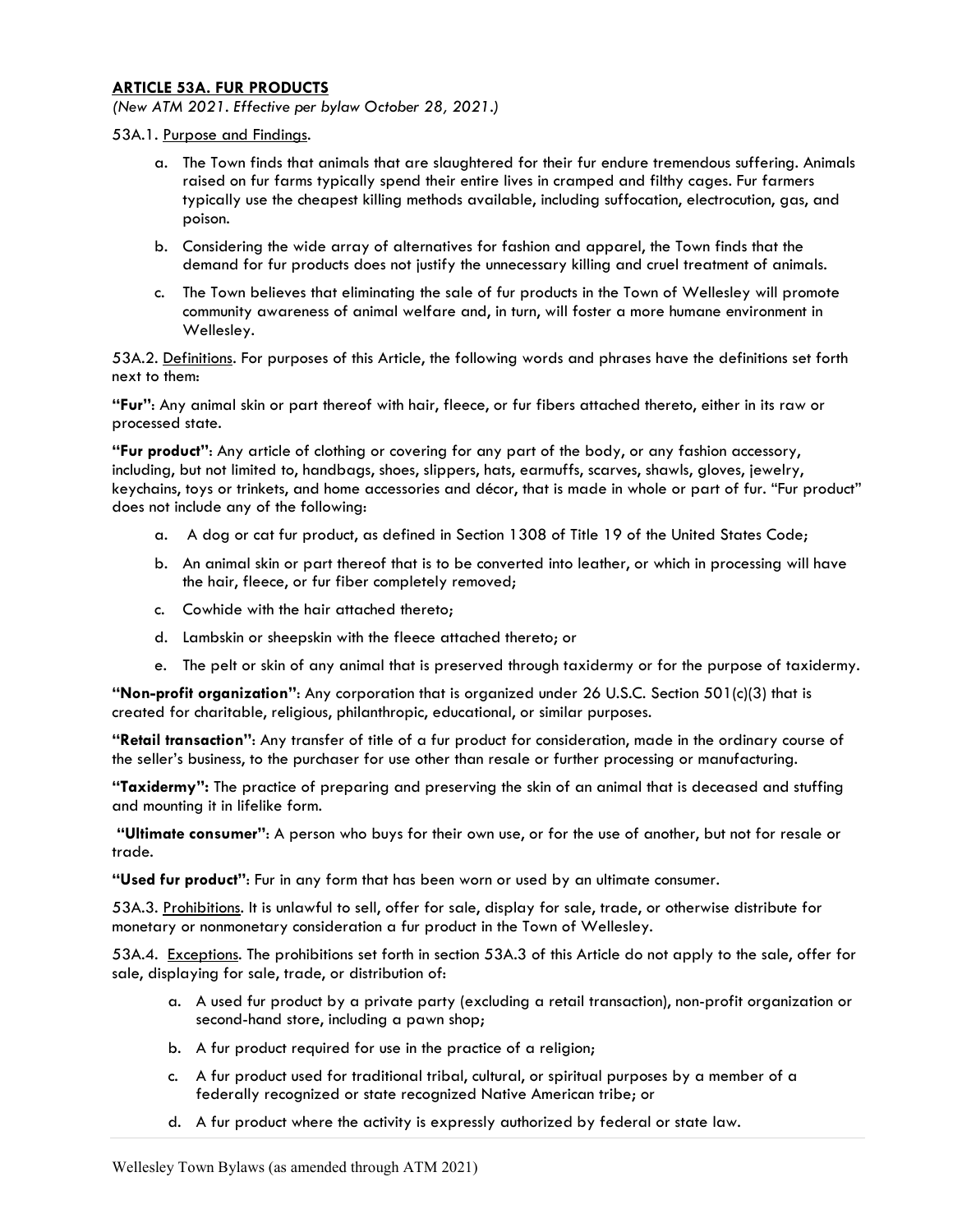## ARTICLE 53A. FUR PRODUCTS

*(New ATM 2021. Effective per bylaw October 28, 2021.)*

53A.1. Purpose and Findings.

a. The Town finds that animals that are slaughtered for their fur endure tremendous suffering. Animals raised on fur farms typically spend their entire lives in cramped and filthy cages. Fur farmers typically use the cheapest killing methods available, including suffocation, electrocution, gas, and poison.

b. Considering the wide array of alternatives for fashion and apparel, the Town finds that the demand for fur products does not justify the unnecessary killing and cruel treatment of animals.

c. The Town believes that eliminating the sale of fur products in the Town of Wellesley will promote community awareness of animal welfare and, in turn, will foster a more humane environment in Wellesley.

53A.2. Definitions. For purposes of this Article, the following words and phrases have the definitions set forth next to them:

**"Fur"**: Any animal skin or part thereof with hair, fleece, or fur fibers attached thereto, either in its raw or processed state.

**"Fur product"**: Any article of clothing or covering for any part of the body, or any fashion accessory, including, but not limited to, handbags, shoes, slippers, hats, earmuffs, scarves, shawls, gloves, jewelry, keychains, toys or trinkets, and home accessories and décor, that is made in whole or part of fur. "Fur product" does not include any of the following:

a. A dog or cat fur product, as defined in Section 1308 of Title 19 of the United States Code;

b. An animal skin or part thereof that is to be converted into leather, or which in processing will have the hair, fleece, or fur fiber completely removed;

c. Cowhide with the hair attached thereto;

d. Lambskin or sheepskin with the fleece attached thereto; or

e. The pelt or skin of any animal that is preserved through taxidermy or for the purpose of taxidermy.

**"Non-profit organization"**: Any corporation that is organized under 26 U.S.C. Section 501(c)(3) that is created for charitable, religious, philanthropic, educational, or similar purposes.

**"Retail transaction"**: Any transfer of title of a fur product for consideration, made in the ordinary course of the seller's business, to the purchaser for use other than resale or further processing or manufacturing.

**"Taxidermy":** The practice of preparing and preserving the skin of an animal that is deceased and stuffing and mounting it in lifelike form.

**"Ultimate consumer"**: A person who buys for their own use, or for the use of another, but not for resale or trade.

**"Used fur product"**: Fur in any form that has been worn or used by an ultimate consumer.

53A.3. Prohibitions. It is unlawful to sell, offer for sale, display for sale, trade, or otherwise distribute for monetary or nonmonetary consideration a fur product in the Town of Wellesley.

53A.4. Exceptions. The prohibitions set forth in section 53A.3 of this Article do not apply to the sale, offer for sale, displaying for sale, trade, or distribution of:

a. A used fur product by a private party (excluding a retail transaction), non-profit organization or second-hand store, including a pawn shop;

b. A fur product required for use in the practice of a religion;

c. A fur product used for traditional tribal, cultural, or spiritual purposes by a member of a federally recognized or state recognized Native American tribe; or

d. A fur product where the activity is expressly authorized by federal or state law.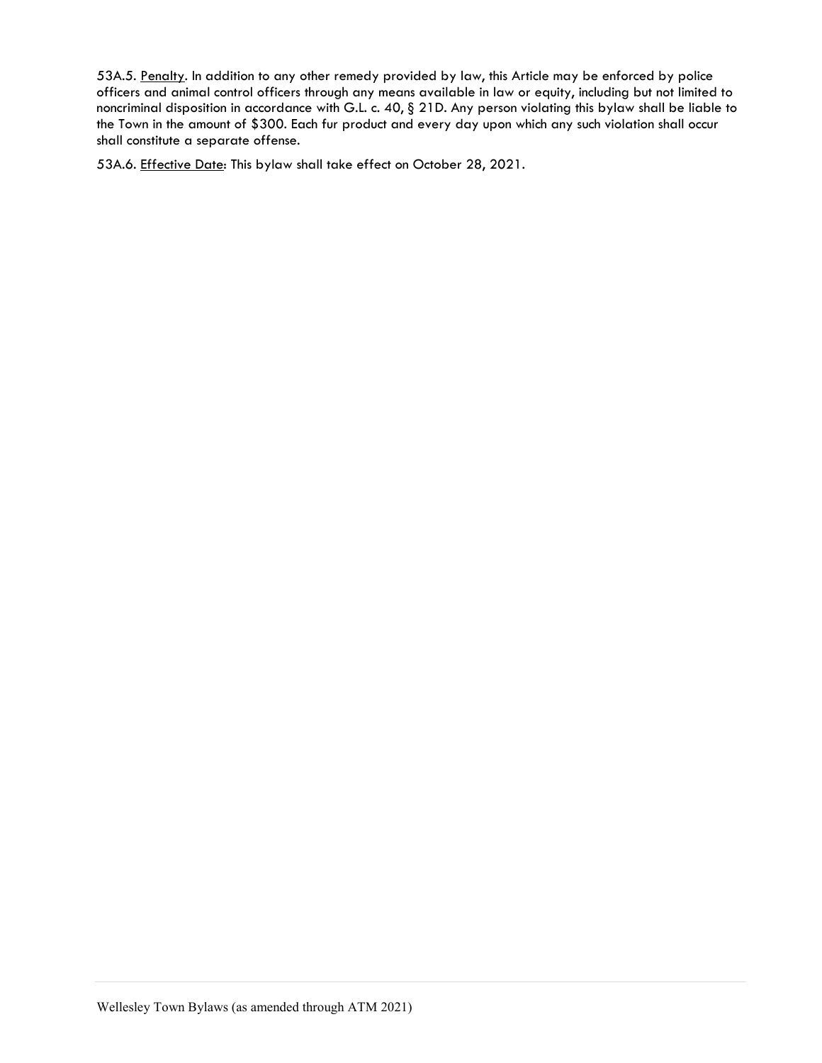53A.5. Penalty. In addition to any other remedy provided by law, this Article may be enforced by police officers and animal control officers through any means available in law or equity, including but not limited to noncriminal disposition in accordance with G.L. c. 40, § 21D. Any person violating this bylaw shall be liable to the Town in the amount of $300. Each fur product and every day upon which any such violation shall occur shall constitute a separate offense.

53A.6. Effective Date: This bylaw shall take effect on October 28, 2021.